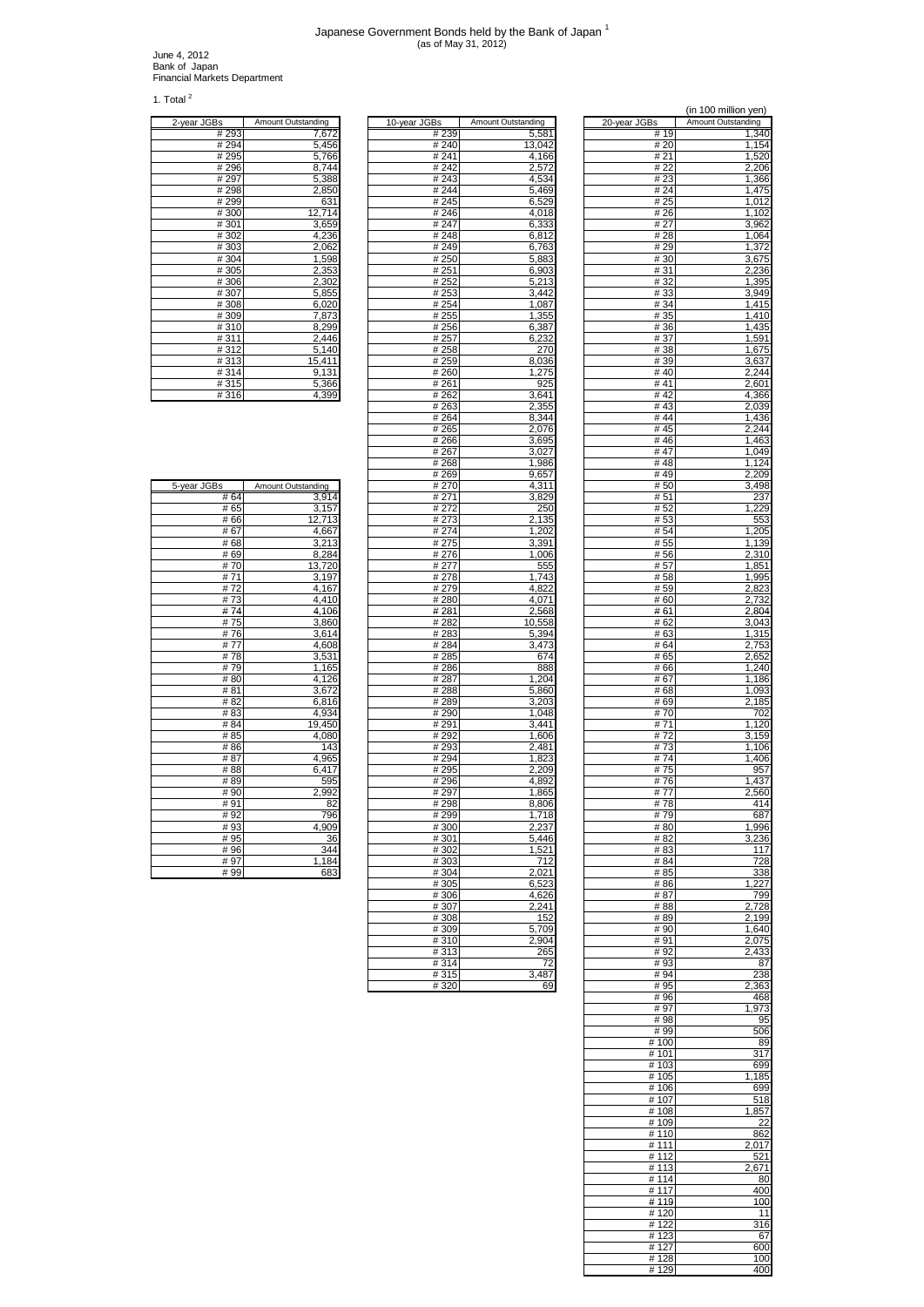# Japanese Government Bonds held by the Bank of Japan [1]

(as of May 31, 2012)

June 4, 2012
Bank of Japan
Financial Markets Department

1. Total [2]

(in 100 million yen)

| 2-year JGBs | Amount Outstanding |
|---|---|
| # 293 | 7,672 |
| # 294 | 5,456 |
| # 295 | 5,766 |
| # 296 | 8,744 |
| # 297 | 5,388 |
| # 298 | 2,850 |
| # 299 | 631 |
| # 300 | 12,714 |
| # 301 | 3,659 |
| # 302 | 4,236 |
| # 303 | 2,062 |
| # 304 | 1,598 |
| # 305 | 2,353 |
| # 306 | 2,302 |
| # 307 | 5,855 |
| # 308 | 6,020 |
| # 309 | 7,873 |
| # 310 | 8,299 |
| # 311 | 2,446 |
| # 312 | 5,140 |
| # 313 | 15,411 |
| # 314 | 9,131 |
| # 315 | 5,366 |
| # 316 | 4,399 |

| 5-year JGBs | Amount Outstanding |
|---|---|
| # 64 | 3,914 |
| # 65 | 3,157 |
| # 66 | 12,713 |
| # 67 | 4,667 |
| # 68 | 3,213 |
| # 69 | 8,284 |
| # 70 | 13,720 |
| # 71 | 3,197 |
| # 72 | 4,167 |
| # 73 | 4,410 |
| # 74 | 4,106 |
| # 75 | 3,860 |
| # 76 | 3,614 |
| # 77 | 4,608 |
| # 78 | 3,531 |
| # 79 | 1,165 |
| # 80 | 4,126 |
| # 81 | 3,672 |
| # 82 | 6,816 |
| # 83 | 4,934 |
| # 84 | 19,450 |
| # 85 | 4,080 |
| # 86 | 143 |
| # 87 | 4,965 |
| # 88 | 6,417 |
| # 89 | 595 |
| # 90 | 2,992 |
| # 91 | 82 |
| # 92 | 796 |
| # 93 | 4,909 |
| # 95 | 36 |
| # 96 | 344 |
| # 97 | 1,184 |
| # 99 | 683 |

| 10-year JGBs | Amount Outstanding |
|---|---|
| # 239 | 5,581 |
| # 240 | 13,042 |
| # 241 | 4,166 |
| # 242 | 2,572 |
| # 243 | 4,534 |
| # 244 | 5,469 |
| # 245 | 6,529 |
| # 246 | 4,018 |
| # 247 | 6,333 |
| # 248 | 6,812 |
| # 249 | 6,763 |
| # 250 | 5,883 |
| # 251 | 6,903 |
| # 252 | 5,213 |
| # 253 | 3,442 |
| # 254 | 1,087 |
| # 255 | 1,355 |
| # 256 | 6,387 |
| # 257 | 6,232 |
| # 258 | 270 |
| # 259 | 8,036 |
| # 260 | 1,275 |
| # 261 | 925 |
| # 262 | 3,641 |
| # 263 | 2,355 |
| # 264 | 8,344 |
| # 265 | 2,076 |
| # 266 | 3,695 |
| # 267 | 3,027 |
| # 268 | 1,986 |
| # 269 | 9,657 |
| # 270 | 4,311 |
| # 271 | 3,829 |
| # 272 | 250 |
| # 273 | 2,135 |
| # 274 | 1,202 |
| # 275 | 3,391 |
| # 276 | 1,006 |
| # 277 | 555 |
| # 278 | 1,743 |
| # 279 | 4,822 |
| # 280 | 4,071 |
| # 281 | 2,568 |
| # 282 | 10,558 |
| # 283 | 5,394 |
| # 284 | 3,473 |
| # 285 | 674 |
| # 286 | 888 |
| # 287 | 1,204 |
| # 288 | 5,860 |
| # 289 | 3,203 |
| # 290 | 1,048 |
| # 291 | 3,441 |
| # 292 | 1,606 |
| # 293 | 2,481 |
| # 294 | 1,823 |
| # 295 | 2,209 |
| # 296 | 4,892 |
| # 297 | 1,865 |
| # 298 | 8,806 |
| # 299 | 1,718 |
| # 300 | 2,237 |
| # 301 | 5,446 |
| # 302 | 1,521 |
| # 303 | 712 |
| # 304 | 2,021 |
| # 305 | 6,523 |
| # 306 | 4,626 |
| # 307 | 2,241 |
| # 308 | 152 |
| # 309 | 5,709 |
| # 310 | 2,904 |
| # 313 | 265 |
| # 314 | 72 |
| # 315 | 3,487 |
| # 320 | 69 |

| 20-year JGBs | Amount Outstanding |
|---|---|
| # 19 | 1,340 |
| # 20 | 1,154 |
| # 21 | 1,520 |
| # 22 | 2,206 |
| # 23 | 1,366 |
| # 24 | 1,475 |
| # 25 | 1,012 |
| # 26 | 1,102 |
| # 27 | 3,962 |
| # 28 | 1,064 |
| # 29 | 1,372 |
| # 30 | 3,675 |
| # 31 | 2,236 |
| # 32 | 1,395 |
| # 33 | 3,949 |
| # 34 | 1,415 |
| # 35 | 1,410 |
| # 36 | 1,435 |
| # 37 | 1,591 |
| # 38 | 1,675 |
| # 39 | 3,637 |
| # 40 | 2,244 |
| # 41 | 2,601 |
| # 42 | 4,366 |
| # 43 | 2,039 |
| # 44 | 1,436 |
| # 45 | 2,244 |
| # 46 | 1,463 |
| # 47 | 1,049 |
| # 48 | 1,124 |
| # 49 | 2,209 |
| # 50 | 3,498 |
| # 51 | 237 |
| # 52 | 1,229 |
| # 53 | 553 |
| # 54 | 1,205 |
| # 55 | 1,139 |
| # 56 | 2,310 |
| # 57 | 1,851 |
| # 58 | 1,995 |
| # 59 | 2,823 |
| # 60 | 2,732 |
| # 61 | 2,804 |
| # 62 | 3,043 |
| # 63 | 1,315 |
| # 64 | 2,753 |
| # 65 | 2,652 |
| # 66 | 1,240 |
| # 67 | 1,186 |
| # 68 | 1,093 |
| # 69 | 2,185 |
| # 70 | 702 |
| # 71 | 1,120 |
| # 72 | 3,159 |
| # 73 | 1,106 |
| # 74 | 1,406 |
| # 75 | 957 |
| # 76 | 1,437 |
| # 77 | 2,560 |
| # 78 | 414 |
| # 79 | 687 |
| # 80 | 1,996 |
| # 82 | 3,236 |
| # 83 | 117 |
| # 84 | 728 |
| # 85 | 338 |
| # 86 | 1,227 |
| # 87 | 799 |
| # 88 | 2,728 |
| # 89 | 2,199 |
| # 90 | 1,640 |
| # 91 | 2,075 |
| # 92 | 2,433 |
| # 93 | 87 |
| # 94 | 238 |
| # 95 | 2,363 |
| # 96 | 468 |
| # 97 | 1,973 |
| # 98 | 95 |
| # 99 | 506 |
| # 100 | 89 |
| # 101 | 317 |
| # 103 | 699 |
| # 105 | 1,185 |
| # 106 | 699 |
| # 107 | 518 |
| # 108 | 1,857 |
| # 109 | 22 |
| # 110 | 862 |
| # 111 | 2,017 |
| # 112 | 521 |
| # 113 | 2,671 |
| # 114 | 80 |
| # 117 | 400 |
| # 119 | 100 |
| # 120 | 11 |
| # 122 | 316 |
| # 123 | 67 |
| # 127 | 600 |
| # 128 | 100 |
| # 129 | 400 |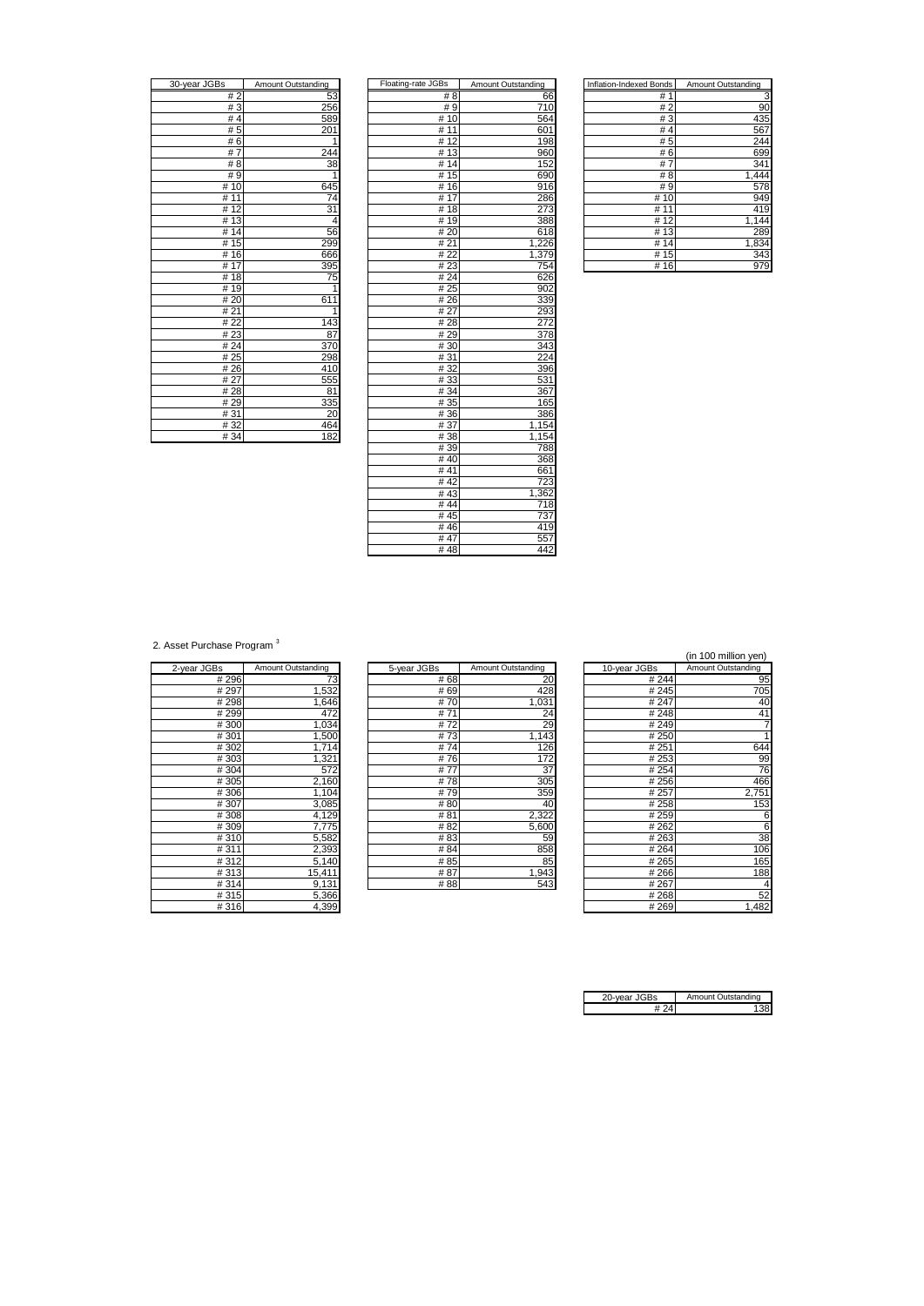| 30-year JGBs | Amount Outstanding |
|---|---|
| # 2 | 53 |
| # 3 | 256 |
| # 4 | 589 |
| # 5 | 201 |
| # 6 | 1 |
| # 7 | 244 |
| # 8 | 38 |
| # 9 | 1 |
| # 10 | 645 |
| # 11 | 74 |
| # 12 | 31 |
| # 13 | 4 |
| # 14 | 56 |
| # 15 | 299 |
| # 16 | 666 |
| # 17 | 395 |
| # 18 | 75 |
| # 19 | 1 |
| # 20 | 611 |
| # 21 | 1 |
| # 22 | 143 |
| # 23 | 87 |
| # 24 | 370 |
| # 25 | 298 |
| # 26 | 410 |
| # 27 | 555 |
| # 28 | 81 |
| # 29 | 335 |
| # 31 | 20 |
| # 32 | 464 |
| # 34 | 182 |

| Floating-rate JGBs | Amount Outstanding |
|---|---|
| # 8 | 66 |
| # 9 | 710 |
| # 10 | 564 |
| # 11 | 601 |
| # 12 | 198 |
| # 13 | 960 |
| # 14 | 152 |
| # 15 | 690 |
| # 16 | 916 |
| # 17 | 286 |
| # 18 | 273 |
| # 19 | 388 |
| # 20 | 618 |
| # 21 | 1,226 |
| # 22 | 1,379 |
| # 23 | 754 |
| # 24 | 626 |
| # 25 | 902 |
| # 26 | 339 |
| # 27 | 293 |
| # 28 | 272 |
| # 29 | 378 |
| # 30 | 343 |
| # 31 | 224 |
| # 32 | 396 |
| # 33 | 531 |
| # 34 | 367 |
| # 35 | 165 |
| # 36 | 386 |
| # 37 | 1,154 |
| # 38 | 1,154 |
| # 39 | 788 |
| # 40 | 368 |
| # 41 | 661 |
| # 42 | 723 |
| # 43 | 1,362 |
| # 44 | 718 |
| # 45 | 737 |
| # 46 | 419 |
| # 47 | 557 |
| # 48 | 442 |

| Inflation-Indexed Bonds | Amount Outstanding |
|---|---|
| # 1 | 3 |
| # 2 | 90 |
| # 3 | 435 |
| # 4 | 567 |
| # 5 | 244 |
| # 6 | 699 |
| # 7 | 341 |
| # 8 | 1,444 |
| # 9 | 578 |
| # 10 | 949 |
| # 11 | 419 |
| # 12 | 1,144 |
| # 13 | 289 |
| # 14 | 1,834 |
| # 15 | 343 |
| # 16 | 979 |

2. Asset Purchase Program [3]

(in 100 million yen)

| 2-year JGBs | Amount Outstanding |
|---|---|
| # 296 | 73 |
| # 297 | 1,532 |
| # 298 | 1,646 |
| # 299 | 472 |
| # 300 | 1,034 |
| # 301 | 1,500 |
| # 302 | 1,714 |
| # 303 | 1,321 |
| # 304 | 572 |
| # 305 | 2,160 |
| # 306 | 1,104 |
| # 307 | 3,085 |
| # 308 | 4,129 |
| # 309 | 7,775 |
| # 310 | 5,582 |
| # 311 | 2,393 |
| # 312 | 5,140 |
| # 313 | 15,411 |
| # 314 | 9,131 |
| # 315 | 5,366 |
| # 316 | 4,399 |

| 5-year JGBs | Amount Outstanding |
|---|---|
| # 68 | 20 |
| # 69 | 428 |
| # 70 | 1,031 |
| # 71 | 24 |
| # 72 | 29 |
| # 73 | 1,143 |
| # 74 | 126 |
| # 76 | 172 |
| # 77 | 37 |
| # 78 | 305 |
| # 79 | 359 |
| # 80 | 40 |
| # 81 | 2,322 |
| # 82 | 5,600 |
| # 83 | 59 |
| # 84 | 858 |
| # 85 | 85 |
| # 87 | 1,943 |
| # 88 | 543 |

| 10-year JGBs | Amount Outstanding |
|---|---|
| # 244 | 95 |
| # 245 | 705 |
| # 247 | 40 |
| # 248 | 41 |
| # 249 | 7 |
| # 250 | 1 |
| # 251 | 644 |
| # 253 | 99 |
| # 254 | 76 |
| # 256 | 466 |
| # 257 | 2,751 |
| # 258 | 153 |
| # 259 | 6 |
| # 262 | 6 |
| # 263 | 38 |
| # 264 | 106 |
| # 265 | 165 |
| # 266 | 188 |
| # 267 | 4 |
| # 268 | 52 |
| # 269 | 1,482 |

| 20-year JGBs | Amount Outstanding |
|---|---|
| # 24 | 138 |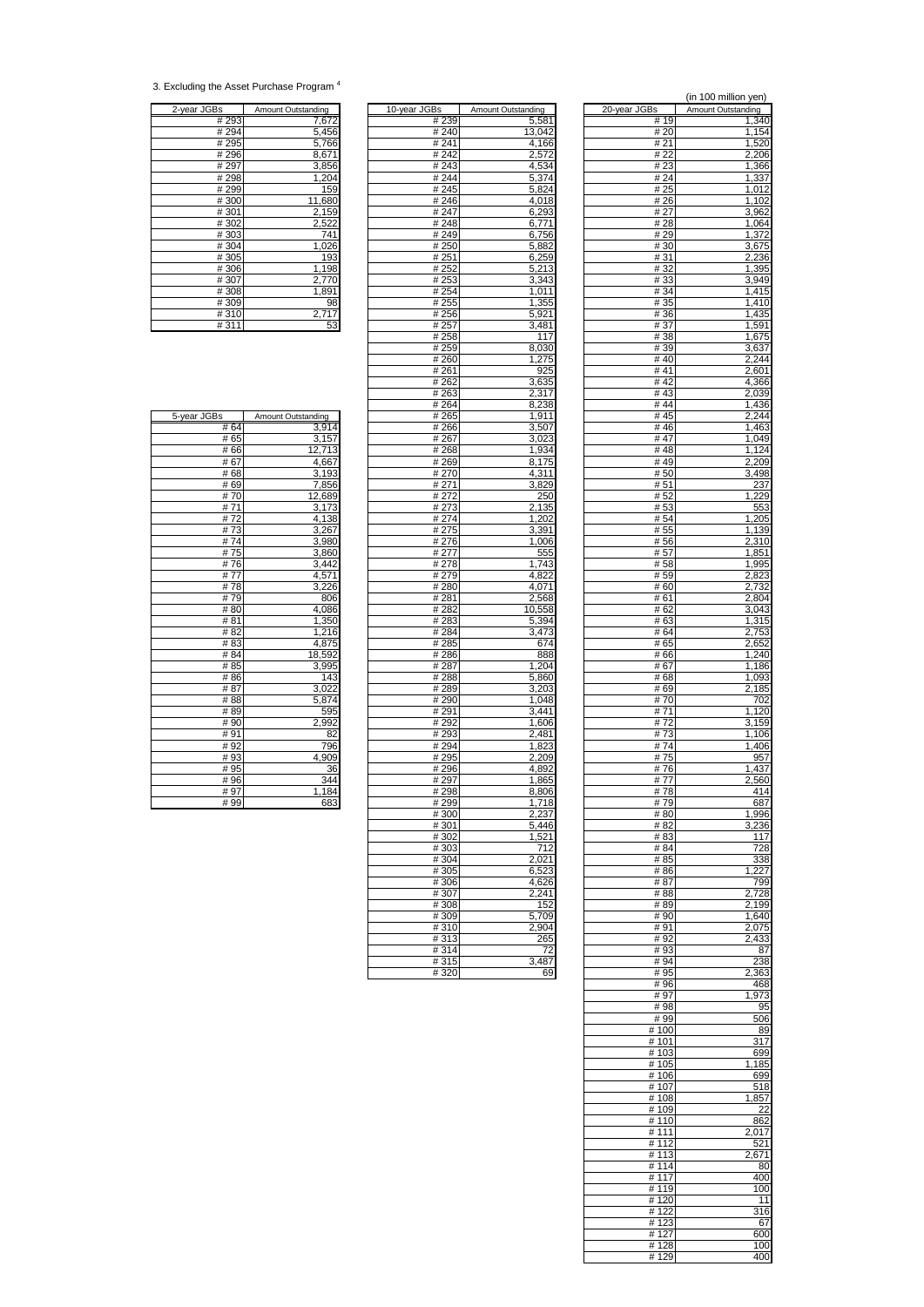3. Excluding the Asset Purchase Program [4]

(in 100 million yen)

| 2-year JGBs | Amount Outstanding |
|---|---|
| # 293 | 7,672 |
| # 294 | 5,456 |
| # 295 | 5,766 |
| # 296 | 8,671 |
| # 297 | 3,856 |
| # 298 | 1,204 |
| # 299 | 159 |
| # 300 | 11,680 |
| # 301 | 2,159 |
| # 302 | 2,522 |
| # 303 | 741 |
| # 304 | 1,026 |
| # 305 | 193 |
| # 306 | 1,198 |
| # 307 | 2,770 |
| # 308 | 1,891 |
| # 309 | 98 |
| # 310 | 2,717 |
| # 311 | 53 |

| 5-year JGBs | Amount Outstanding |
|---|---|
| # 64 | 3,914 |
| # 65 | 3,157 |
| # 66 | 12,713 |
| # 67 | 4,667 |
| # 68 | 3,193 |
| # 69 | 7,856 |
| # 70 | 12,689 |
| # 71 | 3,173 |
| # 72 | 4,138 |
| # 73 | 3,267 |
| # 74 | 3,980 |
| # 75 | 3,860 |
| # 76 | 3,442 |
| # 77 | 4,571 |
| # 78 | 3,226 |
| # 79 | 806 |
| # 80 | 4,086 |
| # 81 | 1,350 |
| # 82 | 1,216 |
| # 83 | 4,875 |
| # 84 | 18,592 |
| # 85 | 3,995 |
| # 86 | 143 |
| # 87 | 3,022 |
| # 88 | 5,874 |
| # 89 | 595 |
| # 90 | 2,992 |
| # 91 | 82 |
| # 92 | 796 |
| # 93 | 4,909 |
| # 95 | 36 |
| # 96 | 344 |
| # 97 | 1,184 |
| # 99 | 683 |

| 10-year JGBs | Amount Outstanding |
|---|---|
| # 239 | 5,581 |
| # 240 | 13,042 |
| # 241 | 4,166 |
| # 242 | 2,572 |
| # 243 | 4,534 |
| # 244 | 5,374 |
| # 245 | 5,824 |
| # 246 | 4,018 |
| # 247 | 6,293 |
| # 248 | 6,771 |
| # 249 | 6,756 |
| # 250 | 5,882 |
| # 251 | 6,259 |
| # 252 | 5,213 |
| # 253 | 3,343 |
| # 254 | 1,011 |
| # 255 | 1,355 |
| # 256 | 5,921 |
| # 257 | 3,481 |
| # 258 | 117 |
| # 259 | 8,030 |
| # 260 | 1,275 |
| # 261 | 925 |
| # 262 | 3,635 |
| # 263 | 2,317 |
| # 264 | 8,238 |
| # 265 | 1,911 |
| # 266 | 3,507 |
| # 267 | 3,023 |
| # 268 | 1,934 |
| # 269 | 8,175 |
| # 270 | 4,311 |
| # 271 | 3,829 |
| # 272 | 250 |
| # 273 | 2,135 |
| # 274 | 1,202 |
| # 275 | 3,391 |
| # 276 | 1,006 |
| # 277 | 555 |
| # 278 | 1,743 |
| # 279 | 4,822 |
| # 280 | 4,071 |
| # 281 | 2,568 |
| # 282 | 10,558 |
| # 283 | 5,394 |
| # 284 | 3,473 |
| # 285 | 674 |
| # 286 | 888 |
| # 287 | 1,204 |
| # 288 | 5,860 |
| # 289 | 3,203 |
| # 290 | 1,048 |
| # 291 | 3,441 |
| # 292 | 1,606 |
| # 293 | 2,481 |
| # 294 | 1,823 |
| # 295 | 2,209 |
| # 296 | 4,892 |
| # 297 | 1,865 |
| # 298 | 8,806 |
| # 299 | 1,718 |
| # 300 | 2,237 |
| # 301 | 5,446 |
| # 302 | 1,521 |
| # 303 | 712 |
| # 304 | 2,021 |
| # 305 | 6,523 |
| # 306 | 4,626 |
| # 307 | 2,241 |
| # 308 | 152 |
| # 309 | 5,709 |
| # 310 | 2,904 |
| # 313 | 265 |
| # 314 | 72 |
| # 315 | 3,487 |
| # 320 | 69 |

| 20-year JGBs | Amount Outstanding |
|---|---|
| # 19 | 1,340 |
| # 20 | 1,154 |
| # 21 | 1,520 |
| # 22 | 2,206 |
| # 23 | 1,366 |
| # 24 | 1,337 |
| # 25 | 1,012 |
| # 26 | 1,102 |
| # 27 | 3,962 |
| # 28 | 1,064 |
| # 29 | 1,372 |
| # 30 | 3,675 |
| # 31 | 2,236 |
| # 32 | 1,395 |
| # 33 | 3,949 |
| # 34 | 1,415 |
| # 35 | 1,410 |
| # 36 | 1,435 |
| # 37 | 1,591 |
| # 38 | 1,675 |
| # 39 | 3,637 |
| # 40 | 2,244 |
| # 41 | 2,601 |
| # 42 | 4,366 |
| # 43 | 2,039 |
| # 44 | 1,436 |
| # 45 | 2,244 |
| # 46 | 1,463 |
| # 47 | 1,049 |
| # 48 | 1,124 |
| # 49 | 2,209 |
| # 50 | 3,498 |
| # 51 | 237 |
| # 52 | 1,229 |
| # 53 | 553 |
| # 54 | 1,205 |
| # 55 | 1,139 |
| # 56 | 2,310 |
| # 57 | 1,851 |
| # 58 | 1,995 |
| # 59 | 2,823 |
| # 60 | 2,732 |
| # 61 | 2,804 |
| # 62 | 3,043 |
| # 63 | 1,315 |
| # 64 | 2,753 |
| # 65 | 2,652 |
| # 66 | 1,240 |
| # 67 | 1,186 |
| # 68 | 1,093 |
| # 69 | 2,185 |
| # 70 | 702 |
| # 71 | 1,120 |
| # 72 | 3,159 |
| # 73 | 1,106 |
| # 74 | 1,406 |
| # 75 | 957 |
| # 76 | 1,437 |
| # 77 | 2,560 |
| # 78 | 414 |
| # 79 | 687 |
| # 80 | 1,996 |
| # 82 | 3,236 |
| # 83 | 117 |
| # 84 | 728 |
| # 85 | 338 |
| # 86 | 1,227 |
| # 87 | 799 |
| # 88 | 2,728 |
| # 89 | 2,199 |
| # 90 | 1,640 |
| # 91 | 2,075 |
| # 92 | 2,433 |
| # 93 | 87 |
| # 94 | 238 |
| # 95 | 2,363 |
| # 96 | 468 |
| # 97 | 1,973 |
| # 98 | 95 |
| # 99 | 506 |
| # 100 | 89 |
| # 101 | 317 |
| # 103 | 699 |
| # 105 | 1,185 |
| # 106 | 699 |
| # 107 | 518 |
| # 108 | 1,857 |
| # 109 | 22 |
| # 110 | 862 |
| # 111 | 2,017 |
| # 112 | 521 |
| # 113 | 2,671 |
| # 114 | 80 |
| # 117 | 400 |
| # 119 | 100 |
| # 120 | 11 |
| # 122 | 316 |
| # 123 | 67 |
| # 127 | 600 |
| # 128 | 100 |
| # 129 | 400 |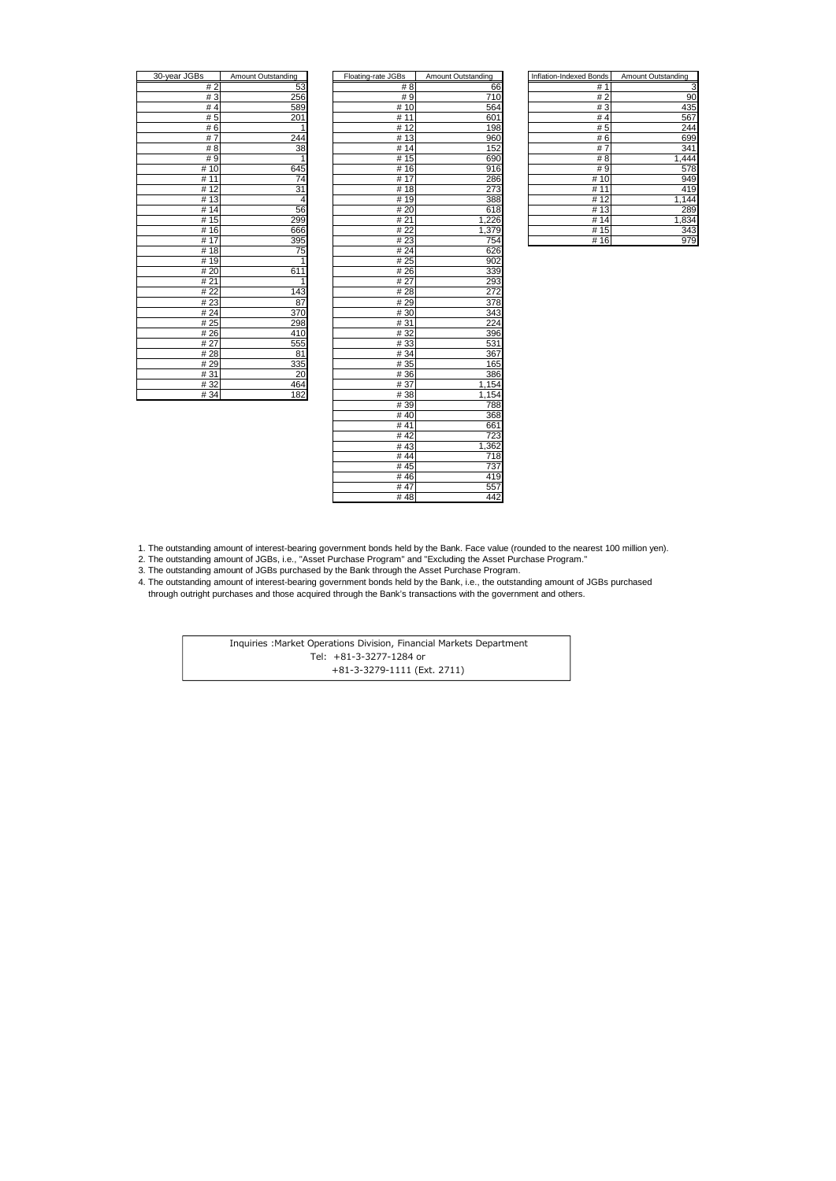| 30-year JGBs | Amount Outstanding |
|---|---|
| # 2 | 53 |
| # 3 | 256 |
| # 4 | 589 |
| # 5 | 201 |
| # 6 | 1 |
| # 7 | 244 |
| # 8 | 38 |
| # 9 | 1 |
| # 10 | 645 |
| # 11 | 74 |
| # 12 | 31 |
| # 13 | 4 |
| # 14 | 56 |
| # 15 | 299 |
| # 16 | 666 |
| # 17 | 395 |
| # 18 | 75 |
| # 19 | 1 |
| # 20 | 611 |
| # 21 | 1 |
| # 22 | 143 |
| # 23 | 87 |
| # 24 | 370 |
| # 25 | 298 |
| # 26 | 410 |
| # 27 | 555 |
| # 28 | 81 |
| # 29 | 335 |
| # 31 | 20 |
| # 32 | 464 |
| # 34 | 182 |

| Floating-rate JGBs | Amount Outstanding |
|---|---|
| # 8 | 66 |
| # 9 | 710 |
| # 10 | 564 |
| # 11 | 601 |
| # 12 | 198 |
| # 13 | 960 |
| # 14 | 152 |
| # 15 | 690 |
| # 16 | 916 |
| # 17 | 286 |
| # 18 | 273 |
| # 19 | 388 |
| # 20 | 618 |
| # 21 | 1,226 |
| # 22 | 1,379 |
| # 23 | 754 |
| # 24 | 626 |
| # 25 | 902 |
| # 26 | 339 |
| # 27 | 293 |
| # 28 | 272 |
| # 29 | 378 |
| # 30 | 343 |
| # 31 | 224 |
| # 32 | 396 |
| # 33 | 531 |
| # 34 | 367 |
| # 35 | 165 |
| # 36 | 386 |
| # 37 | 1,154 |
| # 38 | 1,154 |
| # 39 | 788 |
| # 40 | 368 |
| # 41 | 661 |
| # 42 | 723 |
| # 43 | 1,362 |
| # 44 | 718 |
| # 45 | 737 |
| # 46 | 419 |
| # 47 | 557 |
| # 48 | 442 |

| Inflation-Indexed Bonds | Amount Outstanding |
|---|---|
| # 1 | 3 |
| # 2 | 90 |
| # 3 | 435 |
| # 4 | 567 |
| # 5 | 244 |
| # 6 | 699 |
| # 7 | 341 |
| # 8 | 1,444 |
| # 9 | 578 |
| # 10 | 949 |
| # 11 | 419 |
| # 12 | 1,144 |
| # 13 | 289 |
| # 14 | 1,834 |
| # 15 | 343 |
| # 16 | 979 |

1. The outstanding amount of interest-bearing government bonds held by the Bank. Face value (rounded to the nearest 100 million yen).
2. The outstanding amount of JGBs, i.e., "Asset Purchase Program" and "Excluding the Asset Purchase Program."
3. The outstanding amount of JGBs purchased by the Bank through the Asset Purchase Program.
4. The outstanding amount of interest-bearing government bonds held by the Bank, i.e., the outstanding amount of JGBs purchased through outright purchases and those acquired through the Bank's transactions with the government and others.

Inquiries :Market Operations Division, Financial Markets Department
Tel: +81-3-3277-1284 or
+81-3-3279-1111 (Ext. 2711)